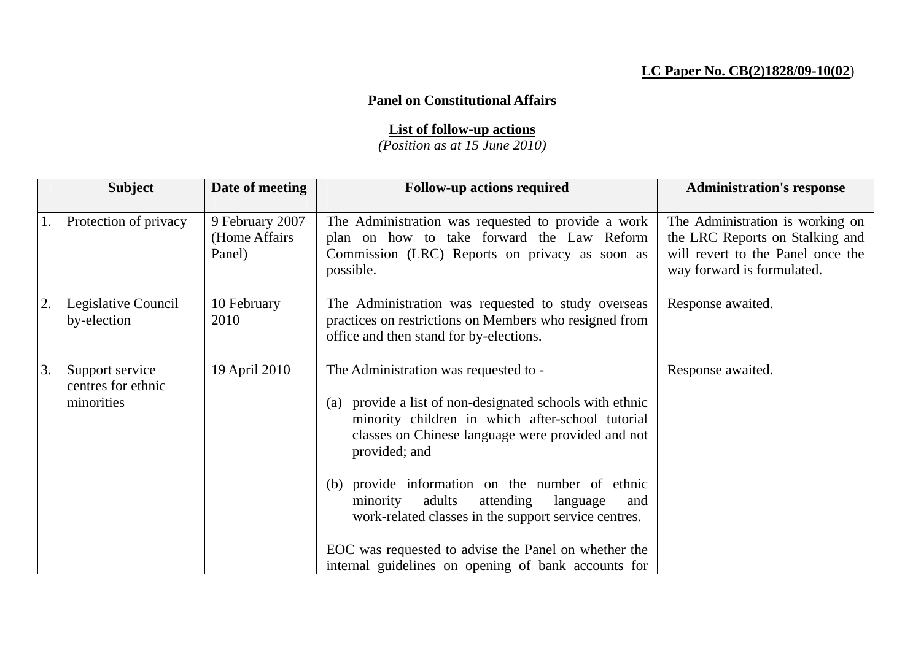**LC Paper No. CB(2)1828/09-10(02)**

**Panel on Constitutional Affairs**

**List of follow-up actions**
*(Position as at 15 June 2010)*

| Subject | Date of meeting | Follow-up actions required | Administration's response |
|---|---|---|---|
| 1. Protection of privacy | 9 February 2007 (Home Affairs Panel) | The Administration was requested to provide a work plan on how to take forward the Law Reform Commission (LRC) Reports on privacy as soon as possible. | The Administration is working on the LRC Reports on Stalking and will revert to the Panel once the way forward is formulated. |
| 2. Legislative Council by-election | 10 February 2010 | The Administration was requested to study overseas practices on restrictions on Members who resigned from office and then stand for by-elections. | Response awaited. |
| 3. Support service centres for ethnic minorities | 19 April 2010 | The Administration was requested to -<br><br>(a) provide a list of non-designated schools with ethnic minority children in which after-school tutorial classes on Chinese language were provided and not provided; and<br><br>(b) provide information on the number of ethnic minority adults attending language and work-related classes in the support service centres.<br><br>EOC was requested to advise the Panel on whether the internal guidelines on opening of bank accounts for | Response awaited. |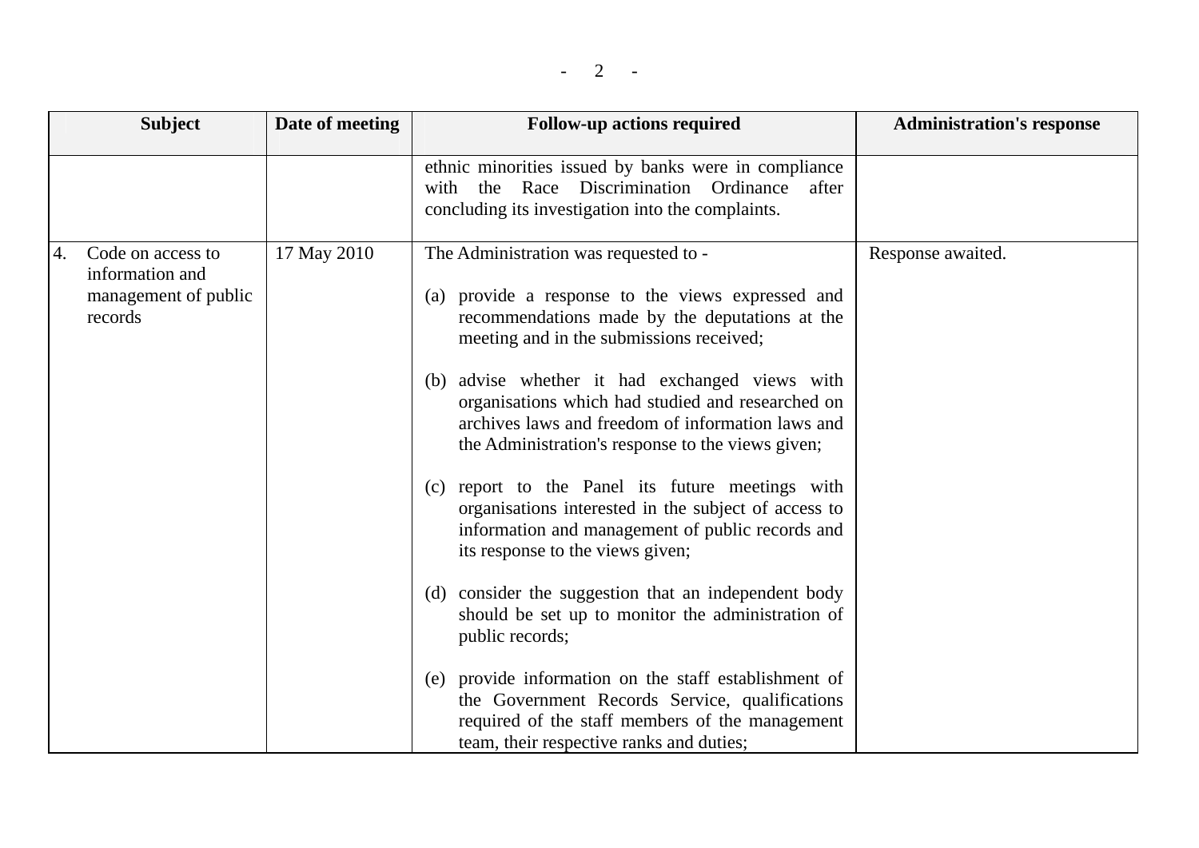| Subject | Date of meeting | Follow-up actions required | Administration's response |
|---|---|---|---|
| | | ethnic minorities issued by banks were in compliance with the Race Discrimination Ordinance after concluding its investigation into the complaints. | |
| 4. Code on access to information and management of public records | 17 May 2010 | The Administration was requested to -<br><br>(a) provide a response to the views expressed and recommendations made by the deputations at the meeting and in the submissions received;<br><br>(b) advise whether it had exchanged views with organisations which had studied and researched on archives laws and freedom of information laws and the Administration's response to the views given;<br><br>(c) report to the Panel its future meetings with organisations interested in the subject of access to information and management of public records and its response to the views given;<br><br>(d) consider the suggestion that an independent body should be set up to monitor the administration of public records;<br><br>(e) provide information on the staff establishment of the Government Records Service, qualifications required of the staff members of the management team, their respective ranks and duties; | Response awaited. |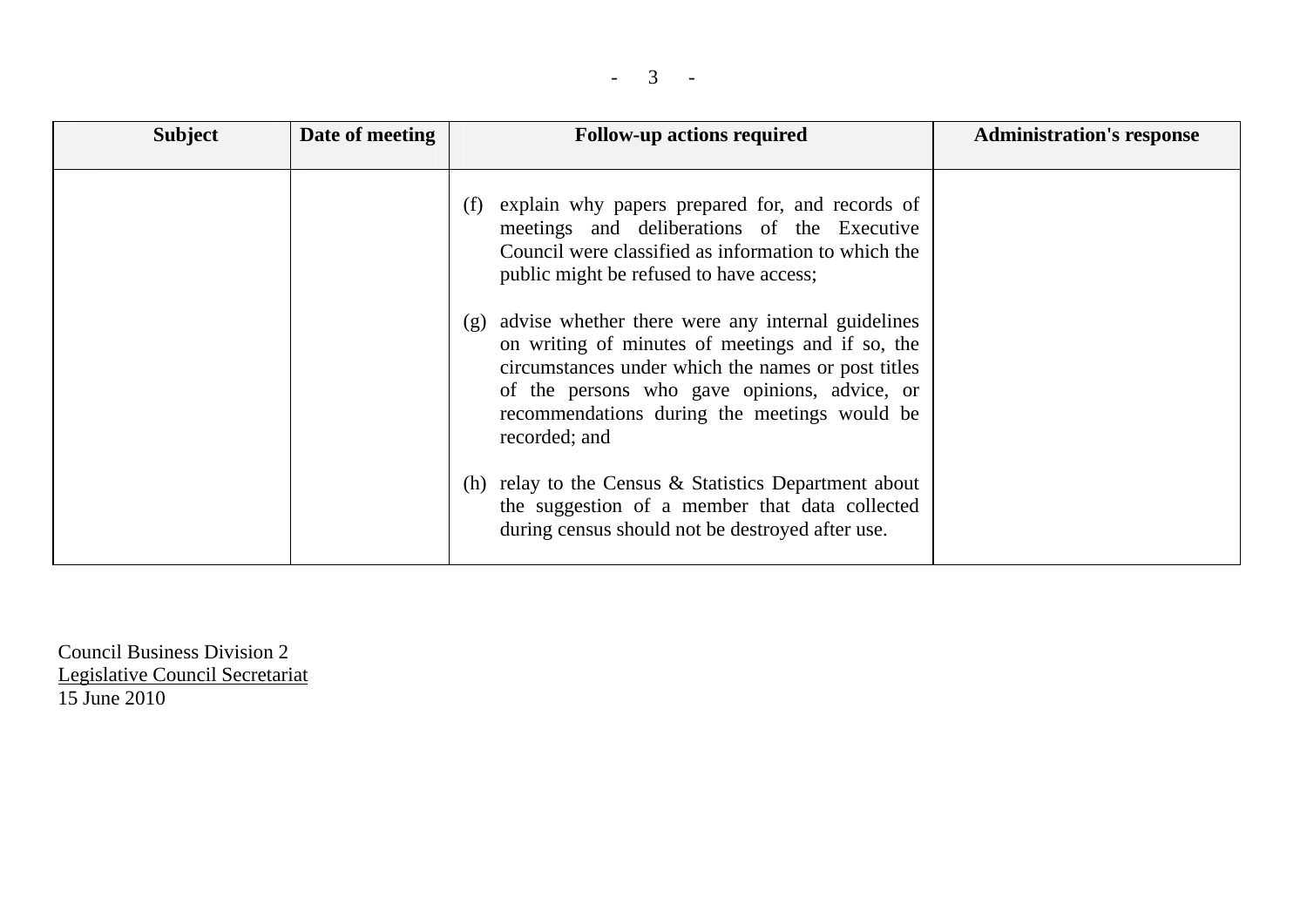| Subject | Date of meeting | Follow-up actions required | Administration's response |
|---|---|---|---|
| | | (f) explain why papers prepared for, and records of meetings and deliberations of the Executive Council were classified as information to which the public might be refused to have access;<br><br>(g) advise whether there were any internal guidelines on writing of minutes of meetings and if so, the circumstances under which the names or post titles of the persons who gave opinions, advice, or recommendations during the meetings would be recorded; and<br><br>(h) relay to the Census & Statistics Department about the suggestion of a member that data collected during census should not be destroyed after use. | |

Council Business Division 2
Legislative Council Secretariat
15 June 2010